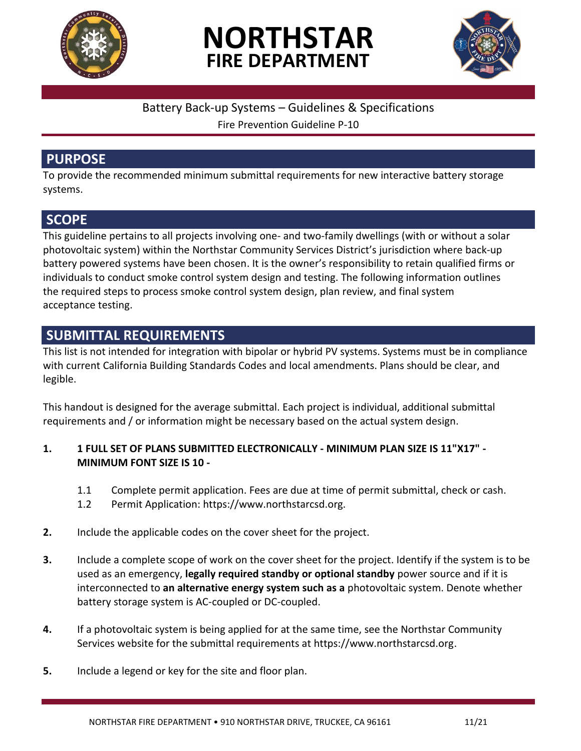# NORTHSTAR FIRE DEPARTMENT

Battery Back-up Systems – Guidelines & Specifications

Fire Prevention Guideline P-10

## PURPOSE

To provide the recommended minimum submittal requirements for new interactive battery storage systems.

## SCOPE

This guideline pertains to all projects involving one- and two-family dwellings (with or without a solar photovoltaic system) within the Northstar Community Services District's jurisdiction where back-up battery powered systems have been chosen. It is the owner's responsibility to retain qualified firms or individuals to conduct smoke control system design and testing. The following information outlines the required steps to process smoke control system design, plan review, and final system acceptance testing.

## SUBMITTAL REQUIREMENTS

This list is not intended for integration with bipolar or hybrid PV systems. Systems must be in compliance with current California Building Standards Codes and local amendments. Plans should be clear, and legible.

This handout is designed for the average submittal. Each project is individual, additional submittal requirements and / or information might be necessary based on the actual system design.

1. **1 FULL SET OF PLANS SUBMITTED ELECTRONICALLY - MINIMUM PLAN SIZE IS 11"X17" - MINIMUM FONT SIZE IS 10 -**

   1.1 Complete permit application. Fees are due at time of permit submittal, check or cash.

   1.2 Permit Application: https://www.northstarcsd.org.

2. Include the applicable codes on the cover sheet for the project.

3. Include a complete scope of work on the cover sheet for the project. Identify if the system is to be used as an emergency, **legally required standby or optional standby** power source and if it is interconnected to **an alternative energy system such as a** photovoltaic system. Denote whether battery storage system is AC-coupled or DC-coupled.

4. If a photovoltaic system is being applied for at the same time, see the Northstar Community Services website for the submittal requirements at https://www.northstarcsd.org.

5. Include a legend or key for the site and floor plan.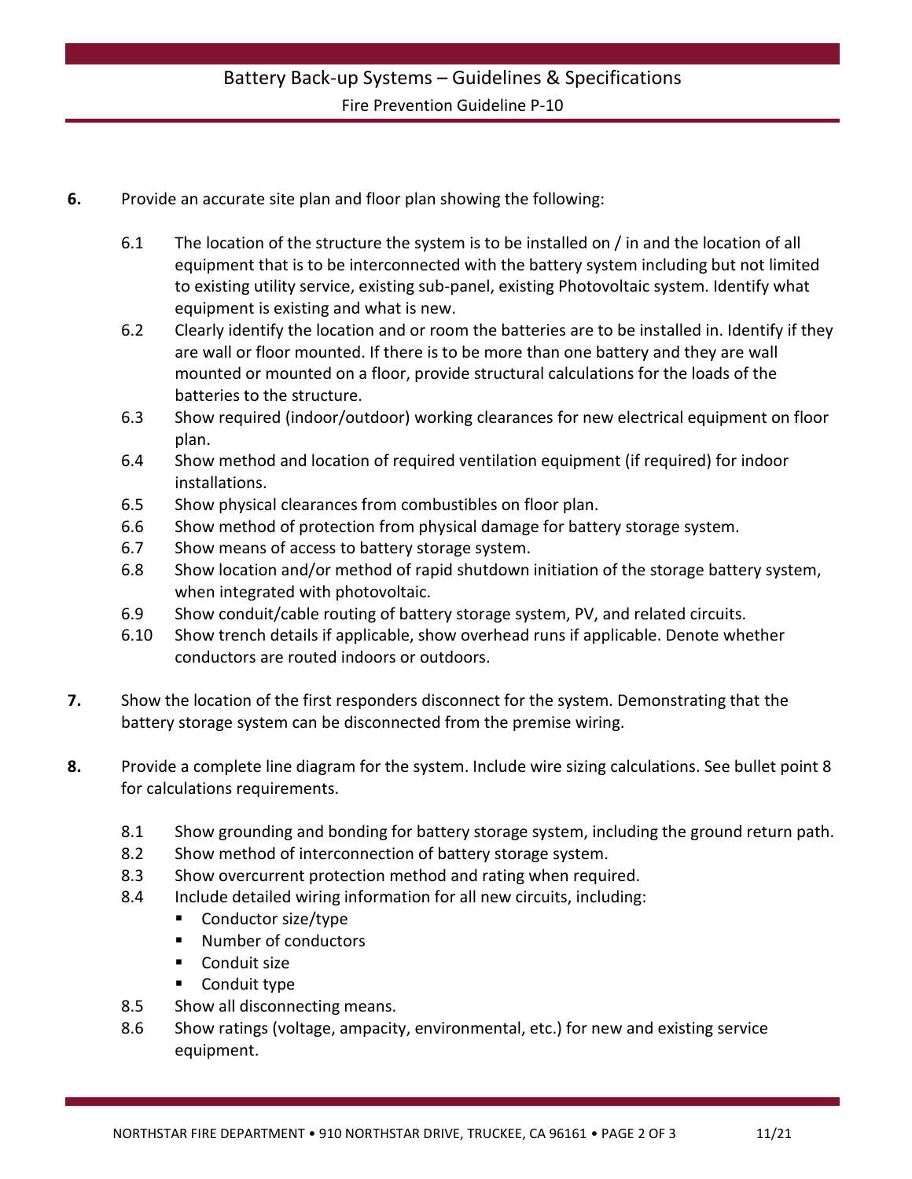**6.** Provide an accurate site plan and floor plan showing the following:

6.1 The location of the structure the system is to be installed on / in and the location of all equipment that is to be interconnected with the battery system including but not limited to existing utility service, existing sub-panel, existing Photovoltaic system. Identify what equipment is existing and what is new.

6.2 Clearly identify the location and or room the batteries are to be installed in. Identify if they are wall or floor mounted. If there is to be more than one battery and they are wall mounted or mounted on a floor, provide structural calculations for the loads of the batteries to the structure.

6.3 Show required (indoor/outdoor) working clearances for new electrical equipment on floor plan.

6.4 Show method and location of required ventilation equipment (if required) for indoor installations.

6.5 Show physical clearances from combustibles on floor plan.

6.6 Show method of protection from physical damage for battery storage system.

6.7 Show means of access to battery storage system.

6.8 Show location and/or method of rapid shutdown initiation of the storage battery system, when integrated with photovoltaic.

6.9 Show conduit/cable routing of battery storage system, PV, and related circuits.

6.10 Show trench details if applicable, show overhead runs if applicable. Denote whether conductors are routed indoors or outdoors.

**7.** Show the location of the first responders disconnect for the system. Demonstrating that the battery storage system can be disconnected from the premise wiring.

**8.** Provide a complete line diagram for the system. Include wire sizing calculations. See bullet point 8 for calculations requirements.

8.1 Show grounding and bonding for battery storage system, including the ground return path.

8.2 Show method of interconnection of battery storage system.

8.3 Show overcurrent protection method and rating when required.

8.4 Include detailed wiring information for all new circuits, including:

- Conductor size/type
- Number of conductors
- Conduit size
- Conduit type

8.5 Show all disconnecting means.

8.6 Show ratings (voltage, ampacity, environmental, etc.) for new and existing service equipment.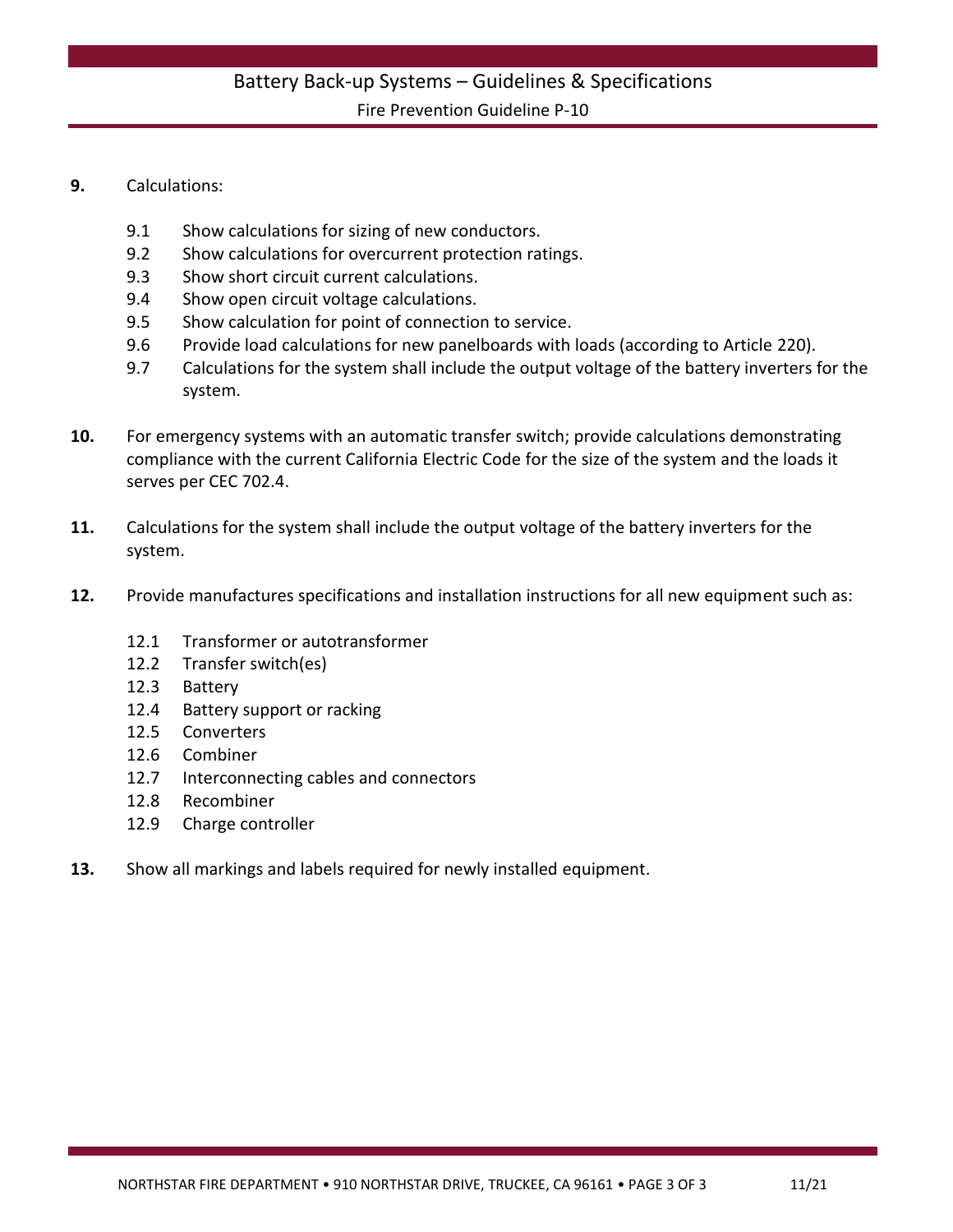**9.** Calculations:

- 9.1 Show calculations for sizing of new conductors.
- 9.2 Show calculations for overcurrent protection ratings.
- 9.3 Show short circuit current calculations.
- 9.4 Show open circuit voltage calculations.
- 9.5 Show calculation for point of connection to service.
- 9.6 Provide load calculations for new panelboards with loads (according to Article 220).
- 9.7 Calculations for the system shall include the output voltage of the battery inverters for the system.

**10.** For emergency systems with an automatic transfer switch; provide calculations demonstrating compliance with the current California Electric Code for the size of the system and the loads it serves per CEC 702.4.

**11.** Calculations for the system shall include the output voltage of the battery inverters for the system.

**12.** Provide manufactures specifications and installation instructions for all new equipment such as:

- 12.1 Transformer or autotransformer
- 12.2 Transfer switch(es)
- 12.3 Battery
- 12.4 Battery support or racking
- 12.5 Converters
- 12.6 Combiner
- 12.7 Interconnecting cables and connectors
- 12.8 Recombiner
- 12.9 Charge controller

**13.** Show all markings and labels required for newly installed equipment.